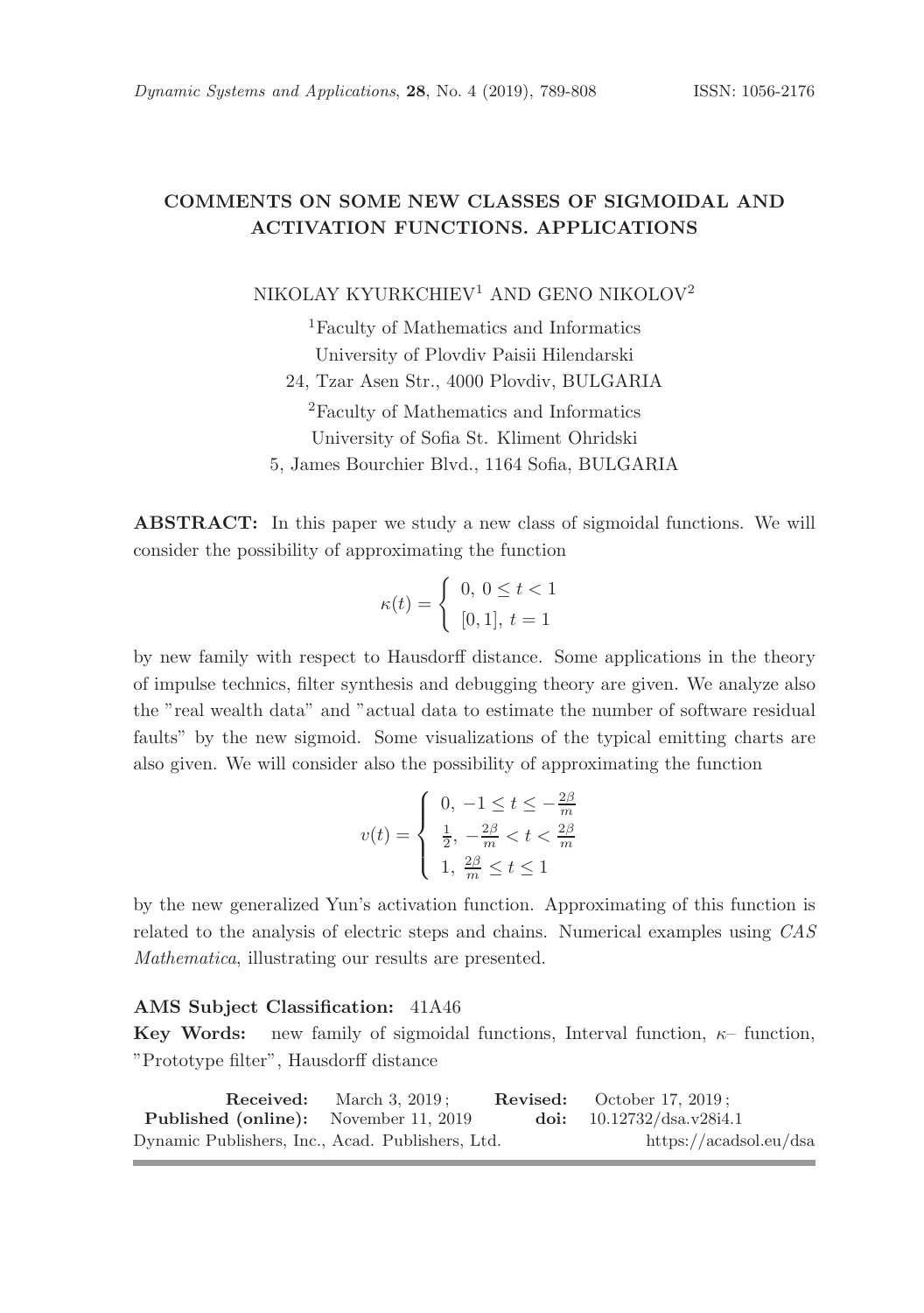# COMMENTS ON SOME NEW CLASSES OF SIGMOIDAL AND ACTIVATION FUNCTIONS. APPLICATIONS

NIKOLAY KYURKCHIEV[1] AND GENO NIKOLOV[2]

[1]Faculty of Mathematics and Informatics
University of Plovdiv Paisii Hilendarski
24, Tzar Asen Str., 4000 Plovdiv, BULGARIA

[2]Faculty of Mathematics and Informatics
University of Sofia St. Kliment Ohridski
5, James Bourchier Blvd., 1164 Sofia, BULGARIA

**ABSTRACT:** In this paper we study a new class of sigmoidal functions. We will consider the possibility of approximating the function

$$\kappa(t) = \begin{cases} 0, \; 0 \le t < 1 \\ [0,1], \; t = 1 \end{cases}$$

by new family with respect to Hausdorff distance. Some applications in the theory of impulse technics, filter synthesis and debugging theory are given. We analyze also the "real wealth data" and "actual data to estimate the number of software residual faults" by the new sigmoid. Some visualizations of the typical emitting charts are also given. We will consider also the possibility of approximating the function

$$v(t) = \begin{cases} 0, \; -1 \le t \le -\frac{2\beta}{m} \\ \frac{1}{2}, \; -\frac{2\beta}{m} < t < \frac{2\beta}{m} \\ 1, \; \frac{2\beta}{m} \le t \le 1 \end{cases}$$

by the new generalized Yun's activation function. Approximating of this function is related to the analysis of electric steps and chains. Numerical examples using *CAS Mathematica*, illustrating our results are presented.

**AMS Subject Classification:** 41A46

**Key Words:** new family of sigmoidal functions, Interval function, $\kappa$– function, "Prototype filter", Hausdorff distance

**Received:** March 3, 2019; **Revised:** October 17, 2019;
**Published (online):** November 11, 2019 **doi:** 10.12732/dsa.v28i4.1
Dynamic Publishers, Inc., Acad. Publishers, Ltd. https://acadsol.eu/dsa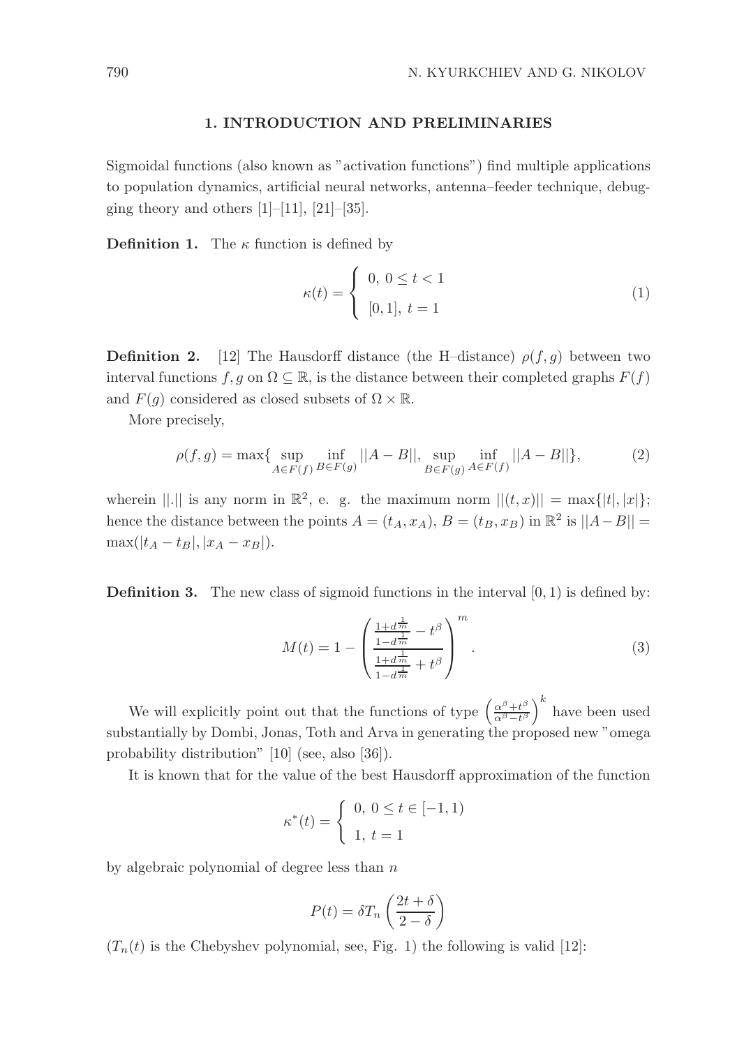## 1. INTRODUCTION AND PRELIMINARIES

Sigmoidal functions (also known as "activation functions") find multiple applications to population dynamics, artificial neural networks, antenna–feeder technique, debugging theory and others [1]–[11], [21]–[35].

**Definition 1.** The $\kappa$ function is defined by

$$\kappa(t) = \begin{cases} 0, \; 0 \leq t < 1 \\ [0,1], \; t = 1 \end{cases} \tag{1}$$

**Definition 2.** [12] The Hausdorff distance (the H–distance) $\rho(f, g)$ between two interval functions $f, g$ on $\Omega \subseteq \mathbb{R}$, is the distance between their completed graphs $F(f)$ and $F(g)$ considered as closed subsets of $\Omega \times \mathbb{R}$.

More precisely,

$$\rho(f, g) = \max\{ \sup_{A \in F(f)} \inf_{B \in F(g)} ||A - B||, \sup_{B \in F(g)} \inf_{A \in F(f)} ||A - B||\}, \tag{2}$$

wherein $||.||$ is any norm in $\mathbb{R}^2$, e. g. the maximum norm $||(t, x)|| = \max\{|t|, |x|\}$; hence the distance between the points $A = (t_A, x_A)$, $B = (t_B, x_B)$ in $\mathbb{R}^2$ is $||A-B|| = \max(|t_A - t_B|, |x_A - x_B|)$.

**Definition 3.** The new class of sigmoid functions in the interval $[0, 1)$ is defined by:

$$M(t) = 1 - \left( \frac{\frac{1+d^{\frac{1}{m}}}{1-d^{\frac{1}{m}}} - t^{\beta}}{\frac{1+d^{\frac{1}{m}}}{1-d^{\frac{1}{m}}} + t^{\beta}} \right)^{m}. \tag{3}$$

We will explicitly point out that the functions of type $\left(\frac{\alpha^{\beta}+t^{\beta}}{\alpha^{\beta}-t^{\beta}}\right)^{k}$ have been used substantially by Dombi, Jonas, Toth and Arva in generating the proposed new "omega probability distribution" [10] (see, also [36]).

It is known that for the value of the best Hausdorff approximation of the function

$$\kappa^*(t) = \begin{cases} 0, \; 0 \leq t \in [-1, 1) \\ 1, \; t = 1 \end{cases}$$

by algebraic polynomial of degree less than $n$

$$P(t) = \delta T_n\left(\frac{2t + \delta}{2 - \delta}\right)$$

($T_n(t)$ is the Chebyshev polynomial, see, Fig. 1) the following is valid [12]: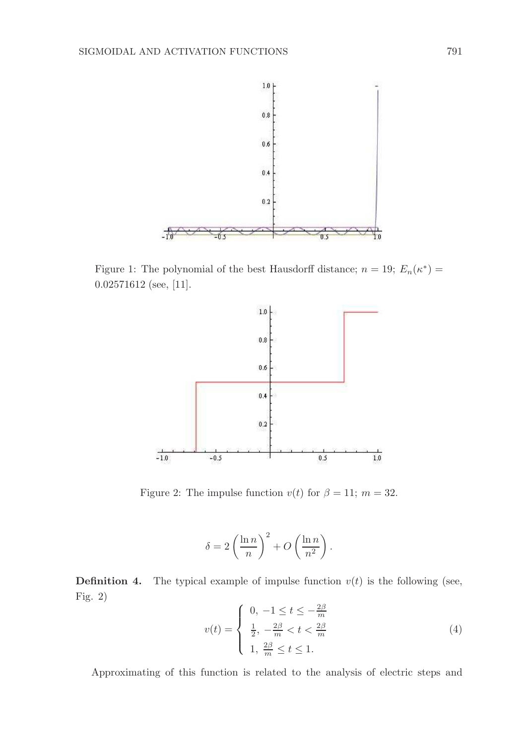Figure 1: The polynomial of the best Hausdorff distance; $n = 19$; $E_n(\kappa^*) = 0.02571612$ (see, [11].

Figure 2: The impulse function $v(t)$ for $\beta = 11$; $m = 32$.

$$\delta = 2\left(\frac{\ln n}{n}\right)^2 + O\left(\frac{\ln n}{n^2}\right).$$

**Definition 4.** The typical example of impulse function $v(t)$ is the following (see, Fig. 2)

$$v(t) = \begin{cases} 0, \ -1 \leq t \leq -\frac{2\beta}{m} \\ \frac{1}{2}, \ -\frac{2\beta}{m} < t < \frac{2\beta}{m} \\ 1, \ \frac{2\beta}{m} \leq t \leq 1. \end{cases} \tag{4}$$

Approximating of this function is related to the analysis of electric steps and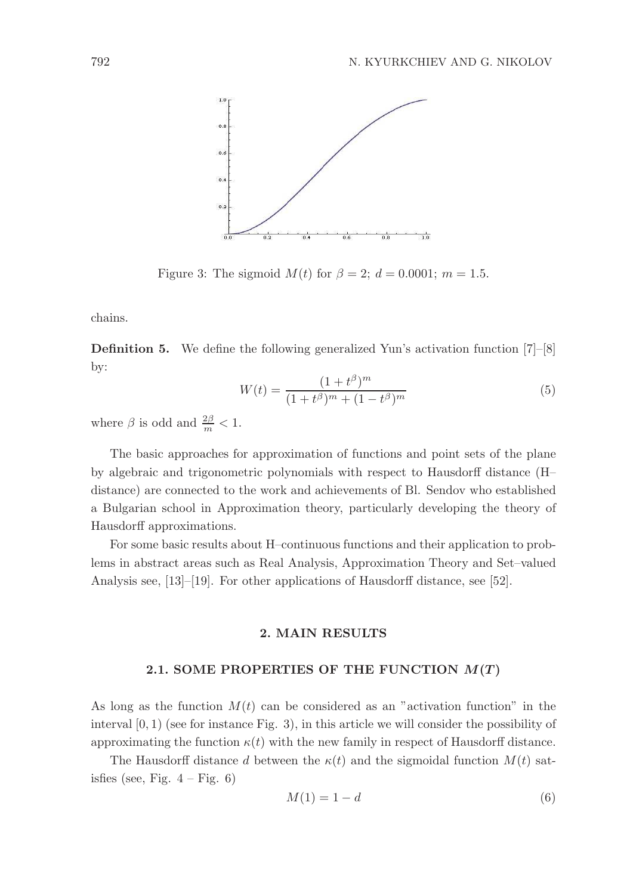Figure 3: The sigmoid $M(t)$ for $\beta = 2$; $d = 0.0001$; $m = 1.5$.

chains.

**Definition 5.** We define the following generalized Yun's activation function [7]–[8] by:

$$W(t) = \frac{(1 + t^{\beta})^m}{(1 + t^{\beta})^m + (1 - t^{\beta})^m} \tag{5}$$

where $\beta$ is odd and $\frac{2\beta}{m} < 1$.

The basic approaches for approximation of functions and point sets of the plane by algebraic and trigonometric polynomials with respect to Hausdorff distance (H–distance) are connected to the work and achievements of Bl. Sendov who established a Bulgarian school in Approximation theory, particularly developing the theory of Hausdorff approximations.

For some basic results about H–continuous functions and their application to problems in abstract areas such as Real Analysis, Approximation Theory and Set–valued Analysis see, [13]–[19]. For other applications of Hausdorff distance, see [52].

## 2. MAIN RESULTS

### 2.1. SOME PROPERTIES OF THE FUNCTION $M(T)$

As long as the function $M(t)$ can be considered as an "activation function" in the interval $[0, 1)$ (see for instance Fig. 3), in this article we will consider the possibility of approximating the function $\kappa(t)$ with the new family in respect of Hausdorff distance.

The Hausdorff distance $d$ between the $\kappa(t)$ and the sigmoidal function $M(t)$ satisfies (see, Fig. 4 – Fig. 6)

$$M(1) = 1 - d \tag{6}$$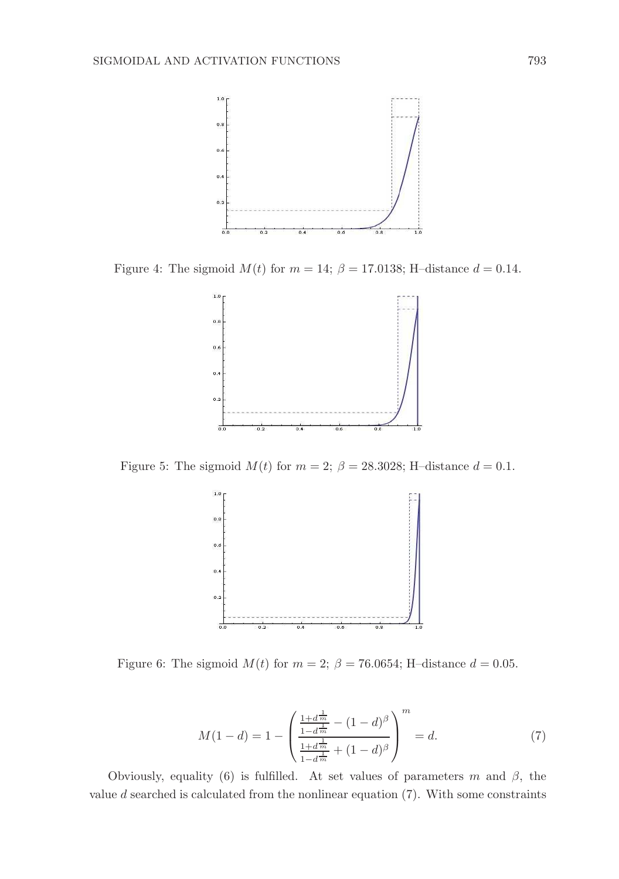Figure 4: The sigmoid $M(t)$ for $m = 14$; $\beta = 17.0138$; H–distance $d = 0.14$.

Figure 5: The sigmoid $M(t)$ for $m = 2$; $\beta = 28.3028$; H–distance $d = 0.1$.

Figure 6: The sigmoid $M(t)$ for $m = 2$; $\beta = 76.0654$; H–distance $d = 0.05$.

$$M(1-d) = 1 - \left( \frac{\frac{1+d^{\frac{1}{m}}}{1-d^{\frac{1}{m}}} - (1-d)^{\beta}}{\frac{1+d^{\frac{1}{m}}}{1-d^{\frac{1}{m}}} + (1-d)^{\beta}} \right)^{m} = d. \tag{7}$$

Obviously, equality (6) is fulfilled. At set values of parameters $m$ and $\beta$, the value $d$ searched is calculated from the nonlinear equation (7). With some constraints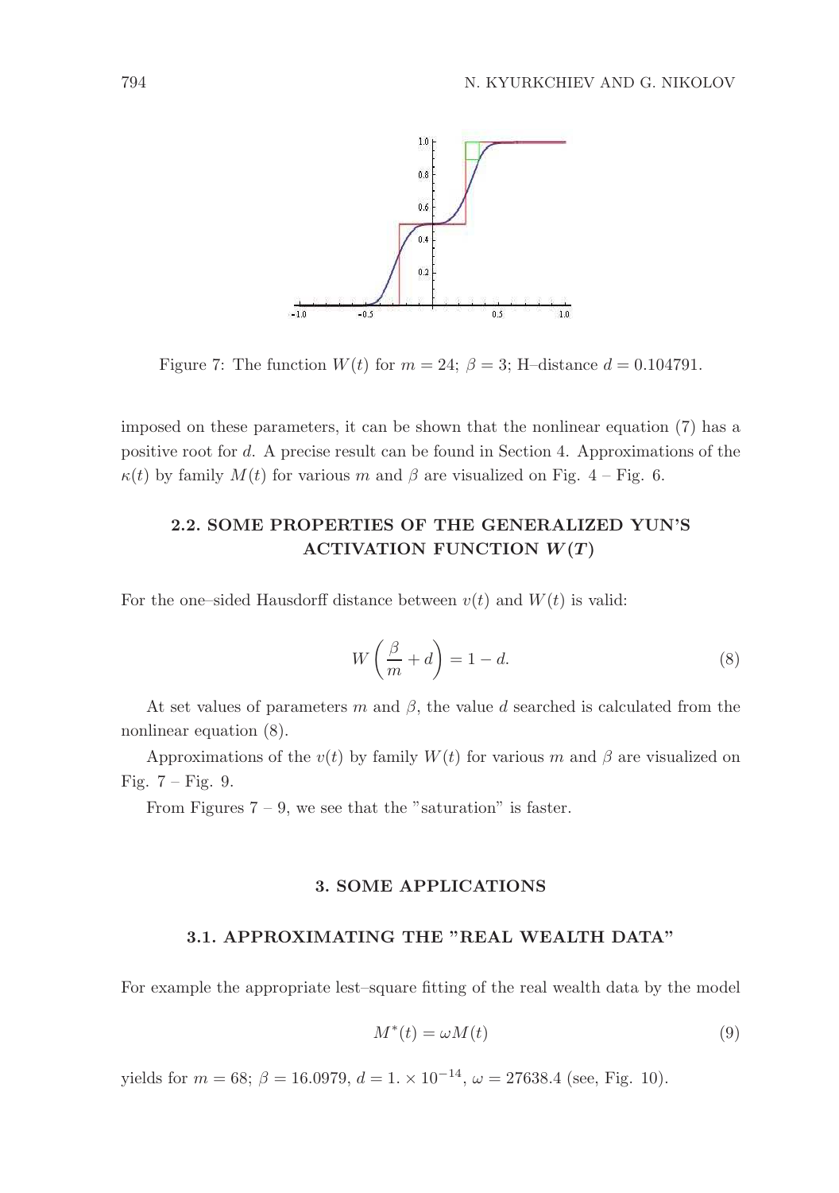Figure 7: The function $W(t)$ for $m = 24$; $\beta = 3$; H–distance $d = 0.104791$.

imposed on these parameters, it can be shown that the nonlinear equation (7) has a positive root for $d$. A precise result can be found in Section 4. Approximations of the $\kappa(t)$ by family $M(t)$ for various $m$ and $\beta$ are visualized on Fig. 4 – Fig. 6.

### 2.2. SOME PROPERTIES OF THE GENERALIZED YUN'S ACTIVATION FUNCTION $W(T)$

For the one–sided Hausdorff distance between $v(t)$ and $W(t)$ is valid:

$$W\left(\frac{\beta}{m} + d\right) = 1 - d. \tag{8}$$

At set values of parameters $m$ and $\beta$, the value $d$ searched is calculated from the nonlinear equation (8).

Approximations of the $v(t)$ by family $W(t)$ for various $m$ and $\beta$ are visualized on Fig. 7 – Fig. 9.

From Figures 7 – 9, we see that the "saturation" is faster.

## 3. SOME APPLICATIONS

### 3.1. APPROXIMATING THE "REAL WEALTH DATA"

For example the appropriate lest–square fitting of the real wealth data by the model

$$M^*(t) = \omega M(t) \tag{9}$$

yields for $m = 68$; $\beta = 16.0979$, $d = 1. \times 10^{-14}$, $\omega = 27638.4$ (see, Fig. 10).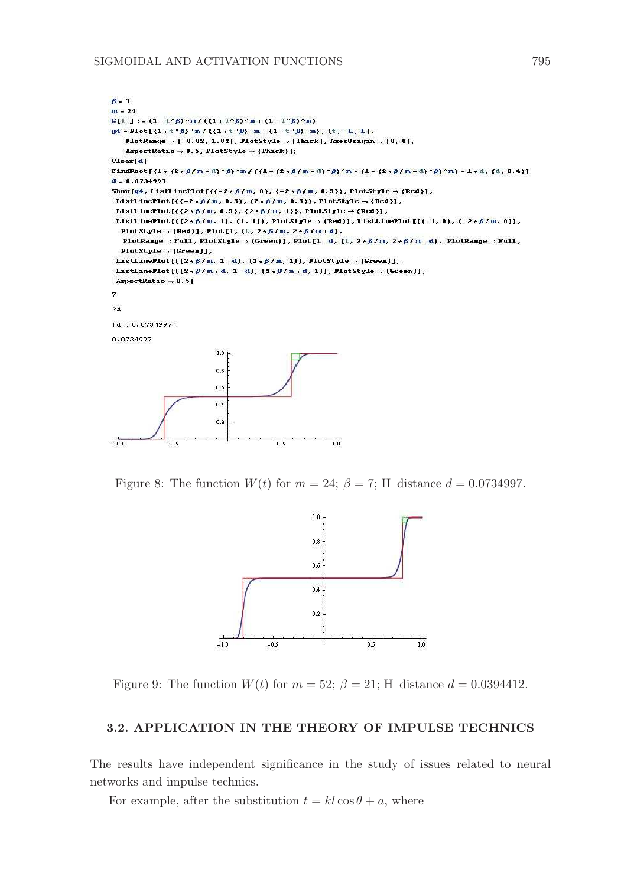```
β = 7
m = 24
G[t_] := (1 + t^β)^m / ((1 + t^β)^m + (1 - t^β)^m)
g4 = Plot[(1 + t^β)^m / ((1 + t^β)^m + (1 - t^β)^m), {t, -L, L},
    PlotRange → {-0.02, 1.02}, PlotStyle → {Thick}, AxesOrigin → {0, 0},
    AspectRatio → 0.5, PlotStyle → {Thick}];
Clear[d]
FindRoot[(1 + (2 * β / m + d)^β)^m / ((1 + (2 * β / m + d)^β)^m + (1 - (2 * β / m + d)^β)^m) - 1 + d, {d, 0.4}]
d = 0.0734997
Show[g4, ListLinePlot[{{-2 * β / m, 0}, {-2 * β / m, 0.5}}, PlotStyle → {Red}],
 ListLinePlot[{{-2 * β / m, 0.5}, {2 * β / m, 0.5}}, PlotStyle → {Red}],
 ListLinePlot[{{2 * β / m, 0.5}, {2 * β / m, 1}}, PlotStyle → {Red}],
 ListLinePlot[{{2 * β / m, 1}, {1, 1}}, PlotStyle → {Red}], ListLinePlot[{{-1, 0}, {-2 * β / m, 0}},
  PlotStyle → {Red}], Plot[1, {t, 2 * β / m, 2 * β / m + d},
  PlotRange → Full, PlotStyle → {Green}], Plot[1 - d, {t, 2 * β / m, 2 * β / m + d}, PlotRange → Full,
  PlotStyle → {Green}],
 ListLinePlot[{{2 * β / m, 1 - d}, {2 * β / m, 1}}, PlotStyle → {Green}],
 ListLinePlot[{{2 * β / m + d, 1 - d}, {2 * β / m + d, 1}}, PlotStyle → {Green}],
 AspectRatio → 0.5]

7

24

{d → 0.0734997}

0.0734997
```

Figure 8: The function $W(t)$ for $m = 24$; $\beta = 7$; H–distance $d = 0.0734997$.

Figure 9: The function $W(t)$ for $m = 52$; $\beta = 21$; H–distance $d = 0.0394412$.

### 3.2. APPLICATION IN THE THEORY OF IMPULSE TECHNICS

The results have independent significance in the study of issues related to neural networks and impulse technics.

For example, after the substitution $t = kl \cos\theta + a$, where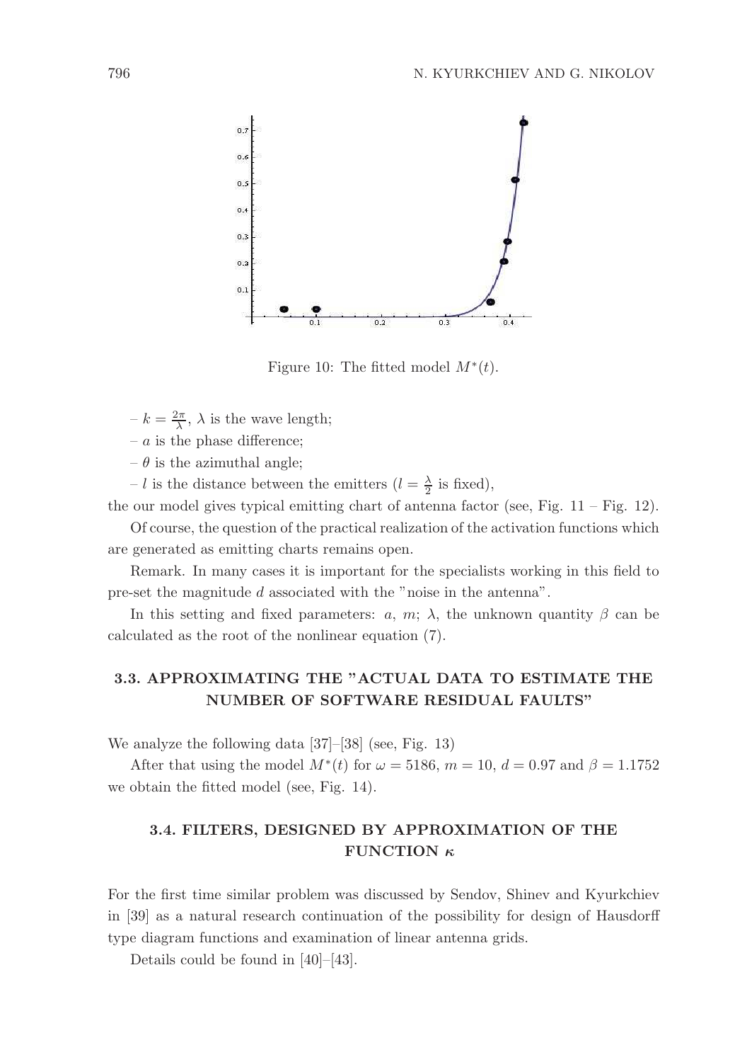Figure 10: The fitted model $M^*(t)$.

– $k = \frac{2\pi}{\lambda}$, $\lambda$ is the wave length;

– $a$ is the phase difference;

– $\theta$ is the azimuthal angle;

– $l$ is the distance between the emitters ($l = \frac{\lambda}{2}$ is fixed),

the our model gives typical emitting chart of antenna factor (see, Fig. 11 – Fig. 12).

Of course, the question of the practical realization of the activation functions which are generated as emitting charts remains open.

Remark. In many cases it is important for the specialists working in this field to pre-set the magnitude $d$ associated with the "noise in the antenna".

In this setting and fixed parameters: $a$, $m$; $\lambda$, the unknown quantity $\beta$ can be calculated as the root of the nonlinear equation (7).

### 3.3. APPROXIMATING THE "ACTUAL DATA TO ESTIMATE THE NUMBER OF SOFTWARE RESIDUAL FAULTS"

We analyze the following data [37]–[38] (see, Fig. 13)

After that using the model $M^*(t)$ for $\omega = 5186$, $m = 10$, $d = 0.97$ and $\beta = 1.1752$ we obtain the fitted model (see, Fig. 14).

### 3.4. FILTERS, DESIGNED BY APPROXIMATION OF THE FUNCTION $\boldsymbol{\kappa}$

For the first time similar problem was discussed by Sendov, Shinev and Kyurkchiev in [39] as a natural research continuation of the possibility for design of Hausdorff type diagram functions and examination of linear antenna grids.

Details could be found in [40]–[43].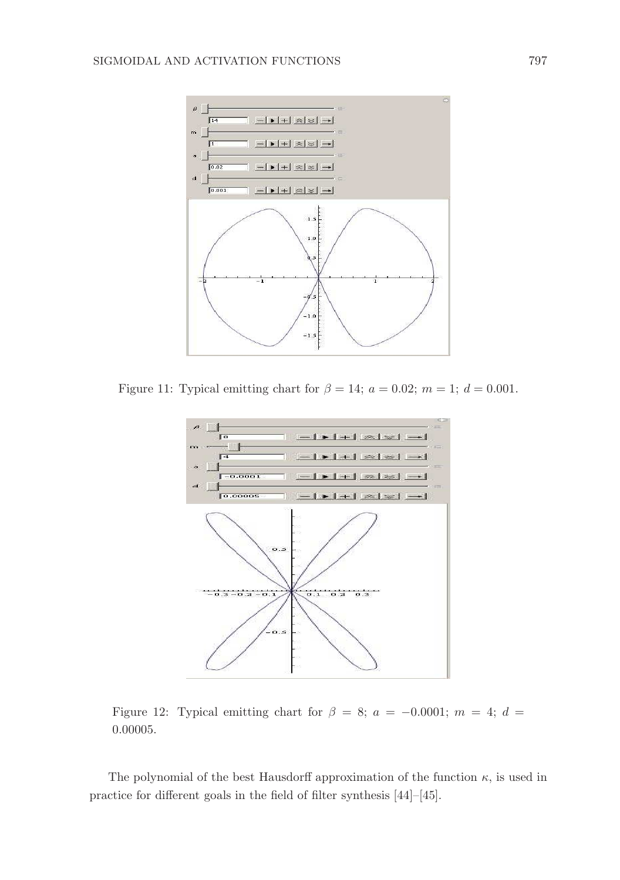Figure 11: Typical emitting chart for $\beta = 14$; $a = 0.02$; $m = 1$; $d = 0.001$.

Figure 12: Typical emitting chart for $\beta = 8$; $a = -0.0001$; $m = 4$; $d = 0.00005$.

The polynomial of the best Hausdorff approximation of the function $\kappa$, is used in practice for different goals in the field of filter synthesis [44]–[45].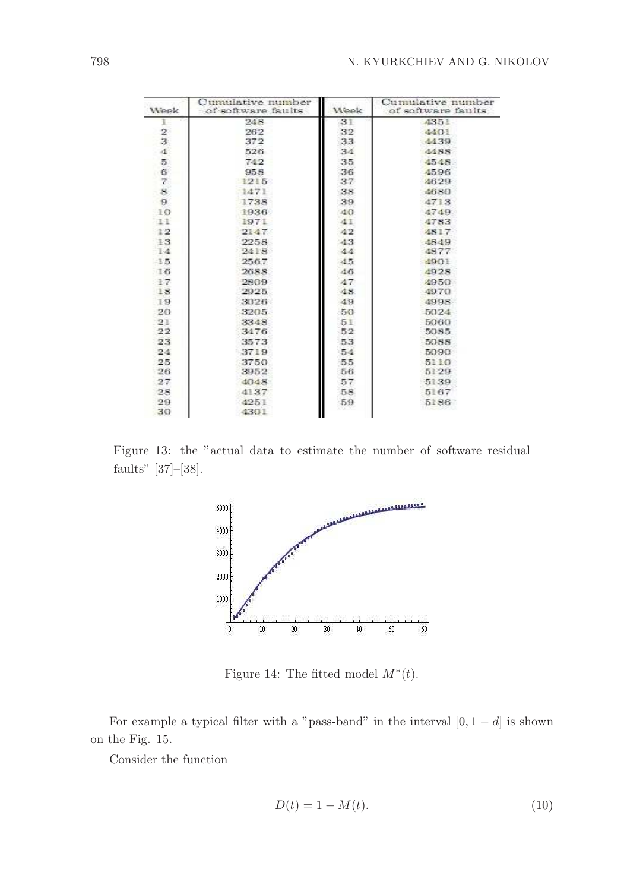| Week | Cumulative number of software faults | Week | Cumulative number of software faults |
|---|---|---|---|
| 1 | 248 | 31 | 4351 |
| 2 | 262 | 32 | 4401 |
| 3 | 372 | 33 | 4439 |
| 4 | 526 | 34 | 4488 |
| 5 | 742 | 35 | 4548 |
| 6 | 958 | 36 | 4596 |
| 7 | 1215 | 37 | 4629 |
| 8 | 1471 | 38 | 4680 |
| 9 | 1738 | 39 | 4713 |
| 10 | 1936 | 40 | 4749 |
| 11 | 1971 | 41 | 4783 |
| 12 | 2147 | 42 | 4817 |
| 13 | 2258 | 43 | 4849 |
| 14 | 2418 | 44 | 4877 |
| 15 | 2567 | 45 | 4901 |
| 16 | 2688 | 46 | 4928 |
| 17 | 2809 | 47 | 4950 |
| 18 | 2925 | 48 | 4970 |
| 19 | 3026 | 49 | 4998 |
| 20 | 3205 | 50 | 5024 |
| 21 | 3348 | 51 | 5060 |
| 22 | 3476 | 52 | 5085 |
| 23 | 3573 | 53 | 5088 |
| 24 | 3719 | 54 | 5090 |
| 25 | 3750 | 55 | 5110 |
| 26 | 3952 | 56 | 5129 |
| 27 | 4048 | 57 | 5139 |
| 28 | 4137 | 58 | 5167 |
| 29 | 4251 | 59 | 5186 |
| 30 | 4301 | | |

Figure 13: the "actual data to estimate the number of software residual faults" [37]–[38].

Figure 14: The fitted model $M^*(t)$.

For example a typical filter with a "pass-band" in the interval $[0, 1-d]$ is shown on the Fig. 15.

Consider the function

$$D(t) = 1 - M(t). \tag{10}$$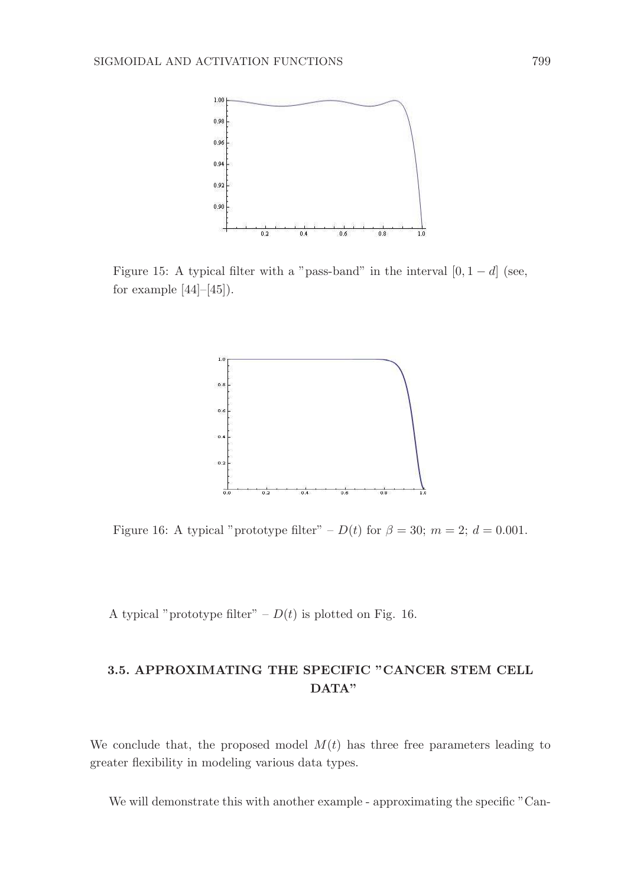Figure 15: A typical filter with a "pass-band" in the interval $[0, 1-d]$ (see, for example [44]–[45]).

Figure 16: A typical "prototype filter" – $D(t)$ for $\beta = 30$; $m = 2$; $d = 0.001$.

A typical "prototype filter" – $D(t)$ is plotted on Fig. 16.

### 3.5. APPROXIMATING THE SPECIFIC "CANCER STEM CELL DATA"

We conclude that, the proposed model $M(t)$ has three free parameters leading to greater flexibility in modeling various data types.

We will demonstrate this with another example - approximating the specific "Can-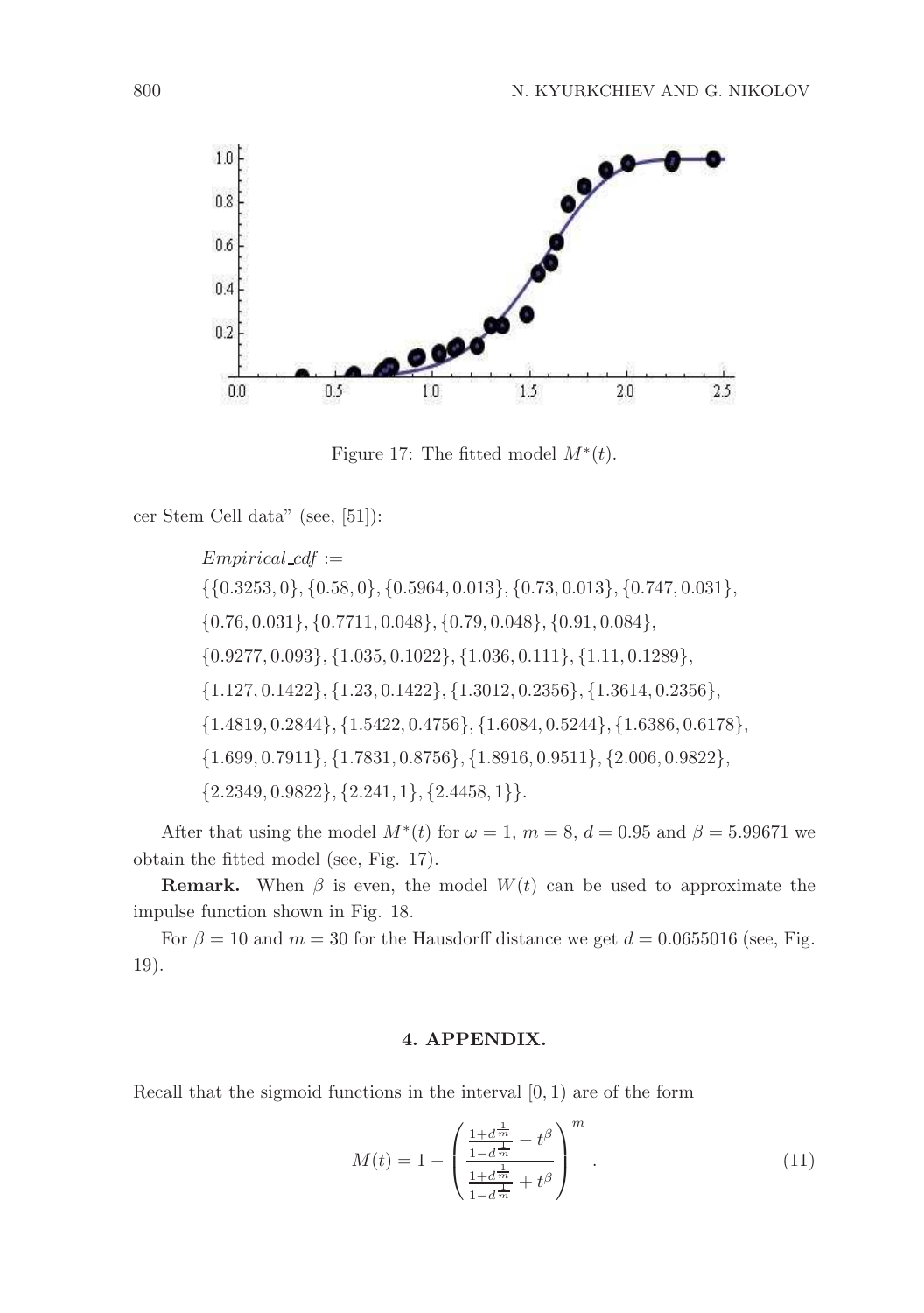Figure 17: The fitted model $M^*(t)$.

cer Stem Cell data" (see, [51]):

$Empirical\_cdf :=$
$\{\{0.3253, 0\}, \{0.58, 0\}, \{0.5964, 0.013\}, \{0.73, 0.013\}, \{0.747, 0.031\},$
$\{0.76, 0.031\}, \{0.7711, 0.048\}, \{0.79, 0.048\}, \{0.91, 0.084\},$
$\{0.9277, 0.093\}, \{1.035, 0.1022\}, \{1.036, 0.111\}, \{1.11, 0.1289\},$
$\{1.127, 0.1422\}, \{1.23, 0.1422\}, \{1.3012, 0.2356\}, \{1.3614, 0.2356\},$
$\{1.4819, 0.2844\}, \{1.5422, 0.4756\}, \{1.6084, 0.5244\}, \{1.6386, 0.6178\},$
$\{1.699, 0.7911\}, \{1.7831, 0.8756\}, \{1.8916, 0.9511\}, \{2.006, 0.9822\},$
$\{2.2349, 0.9822\}, \{2.241, 1\}, \{2.4458, 1\}\}.$

After that using the model $M^*(t)$ for $\omega = 1$, $m = 8$, $d = 0.95$ and $\beta = 5.99671$ we obtain the fitted model (see, Fig. 17).

**Remark.** When $\beta$ is even, the model $W(t)$ can be used to approximate the impulse function shown in Fig. 18.

For $\beta = 10$ and $m = 30$ for the Hausdorff distance we get $d = 0.0655016$ (see, Fig. 19).

## 4. APPENDIX.

Recall that the sigmoid functions in the interval $[0, 1)$ are of the form

$$M(t) = 1 - \left( \frac{\frac{1+d^{\frac{1}{m}}}{1-d^{\frac{1}{m}}} - t^{\beta}}{\frac{1+d^{\frac{1}{m}}}{1-d^{\frac{1}{m}}} + t^{\beta}} \right)^{m}. \tag{11}$$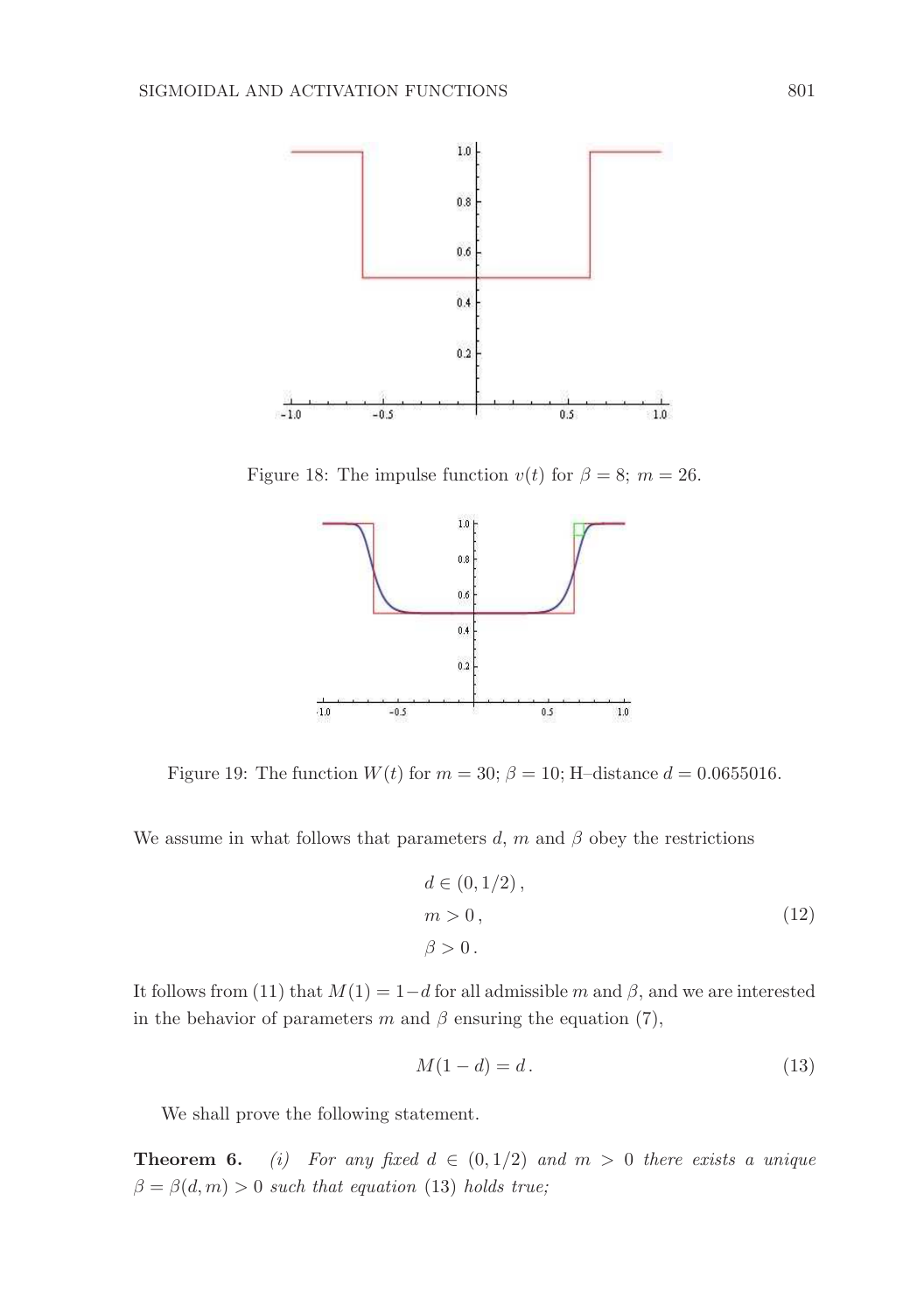Figure 18: The impulse function $v(t)$ for $\beta = 8$; $m = 26$.

Figure 19: The function $W(t)$ for $m = 30$; $\beta = 10$; H–distance $d = 0.0655016$.

We assume in what follows that parameters $d$, $m$ and $\beta$ obey the restrictions

$$
\begin{aligned}
&d \in (0, 1/2)\,, \\
&m > 0\,, \\
&\beta > 0\,.
\end{aligned}
\tag{12}
$$

It follows from (11) that $M(1) = 1 - d$ for all admissible $m$ and $\beta$, and we are interested in the behavior of parameters $m$ and $\beta$ ensuring the equation (7),

$$
M(1 - d) = d\,. \tag{13}
$$

We shall prove the following statement.

**Theorem 6.** *(i) For any fixed $d \in (0, 1/2)$ and $m > 0$ there exists a unique $\beta = \beta(d, m) > 0$ such that equation (13) holds true;*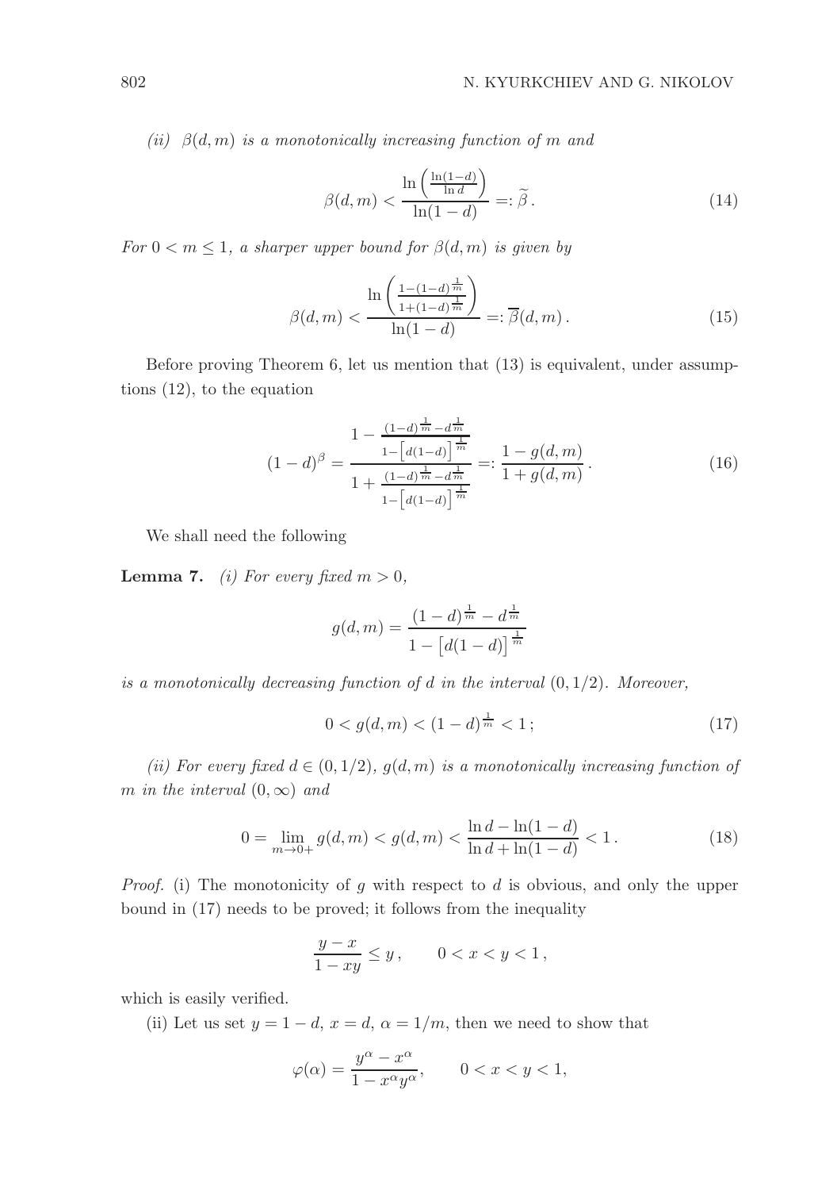*(ii)* $\beta(d,m)$ *is a monotonically increasing function of* $m$ *and*

$$\beta(d,m) < \frac{\ln\left(\frac{\ln(1-d)}{\ln d}\right)}{\ln(1-d)} =: \widetilde{\beta}\,. \tag{14}$$

*For* $0 < m \le 1$*, a sharper upper bound for* $\beta(d,m)$ *is given by*

$$\beta(d,m) < \frac{\ln\left(\frac{1-(1-d)^{\frac{1}{m}}}{1+(1-d)^{\frac{1}{m}}}\right)}{\ln(1-d)} =: \overline{\beta}(d,m)\,. \tag{15}$$

Before proving Theorem 6, let us mention that (13) is equivalent, under assumptions (12), to the equation

$$(1-d)^{\beta} = \frac{1 - \frac{(1-d)^{\frac{1}{m}} - d^{\frac{1}{m}}}{1-\left[d(1-d)\right]^{\frac{1}{m}}}}{1 + \frac{(1-d)^{\frac{1}{m}} - d^{\frac{1}{m}}}{1-\left[d(1-d)\right]^{\frac{1}{m}}}} =: \frac{1-g(d,m)}{1+g(d,m)}\,. \tag{16}$$

We shall need the following

**Lemma 7.** *(i) For every fixed* $m > 0$,

$$g(d,m) = \frac{(1-d)^{\frac{1}{m}} - d^{\frac{1}{m}}}{1-\left[d(1-d)\right]^{\frac{1}{m}}}$$

*is a monotonically decreasing function of* $d$ *in the interval* $(0,1/2)$*. Moreover,*

$$0 < g(d,m) < (1-d)^{\frac{1}{m}} < 1\,; \tag{17}$$

*(ii) For every fixed* $d \in (0,1/2)$*,* $g(d,m)$ *is a monotonically increasing function of* $m$ *in the interval* $(0,\infty)$ *and*

$$0 = \lim_{m\to 0+} g(d,m) < g(d,m) < \frac{\ln d - \ln(1-d)}{\ln d + \ln(1-d)} < 1\,. \tag{18}$$

*Proof.* (i) The monotonicity of $g$ with respect to $d$ is obvious, and only the upper bound in (17) needs to be proved; it follows from the inequality

$$\frac{y-x}{1-xy} \le y\,, \qquad 0 < x < y < 1\,,$$

which is easily verified.

(ii) Let us set $y = 1-d$, $x = d$, $\alpha = 1/m$, then we need to show that

$$\varphi(\alpha) = \frac{y^{\alpha} - x^{\alpha}}{1 - x^{\alpha}y^{\alpha}}, \qquad 0 < x < y < 1,$$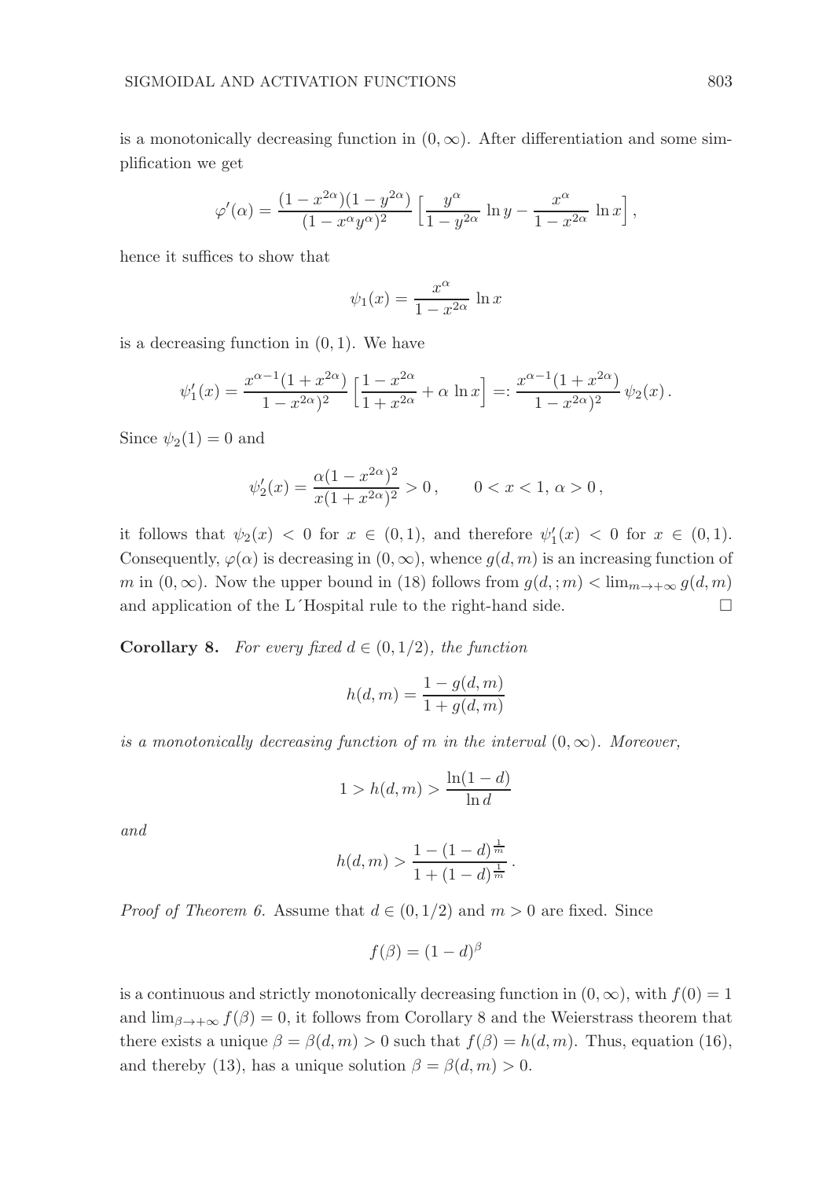is a monotonically decreasing function in $(0, \infty)$. After differentiation and some simplification we get

$$\varphi'(\alpha) = \frac{(1-x^{2\alpha})(1-y^{2\alpha})}{(1-x^{\alpha}y^{\alpha})^2} \left[ \frac{y^{\alpha}}{1-y^{2\alpha}} \ln y - \frac{x^{\alpha}}{1-x^{2\alpha}} \ln x \right],$$

hence it suffices to show that

$$\psi_1(x) = \frac{x^{\alpha}}{1-x^{2\alpha}} \ln x$$

is a decreasing function in $(0, 1)$. We have

$$\psi_1'(x) = \frac{x^{\alpha-1}(1+x^{2\alpha})}{1-x^{2\alpha})^2} \left[ \frac{1-x^{2\alpha}}{1+x^{2\alpha}} + \alpha \ln x \right] =: \frac{x^{\alpha-1}(1+x^{2\alpha})}{1-x^{2\alpha})^2} \psi_2(x).$$

Since $\psi_2(1) = 0$ and

$$\psi_2'(x) = \frac{\alpha(1-x^{2\alpha})^2}{x(1+x^{2\alpha})^2} > 0, \qquad 0 < x < 1, \, \alpha > 0,$$

it follows that $\psi_2(x) < 0$ for $x \in (0, 1)$, and therefore $\psi_1'(x) < 0$ for $x \in (0, 1)$. Consequently, $\varphi(\alpha)$ is decreasing in $(0, \infty)$, whence $g(d, m)$ is an increasing function of $m$ in $(0, \infty)$. Now the upper bound in (18) follows from $g(d, ; m) < \lim_{m \to +\infty} g(d, m)$ and application of the L´Hospital rule to the right-hand side. □

**Corollary 8.** *For every fixed $d \in (0, 1/2)$, the function*

$$h(d, m) = \frac{1 - g(d, m)}{1 + g(d, m)}$$

*is a monotonically decreasing function of $m$ in the interval $(0, \infty)$. Moreover,*

$$1 > h(d, m) > \frac{\ln(1-d)}{\ln d}$$

*and*

$$h(d, m) > \frac{1 - (1-d)^{\frac{1}{m}}}{1 + (1-d)^{\frac{1}{m}}}.$$

*Proof of Theorem 6.* Assume that $d \in (0, 1/2)$ and $m > 0$ are fixed. Since

$$f(\beta) = (1-d)^{\beta}$$

is a continuous and strictly monotonically decreasing function in $(0, \infty)$, with $f(0) = 1$ and $\lim_{\beta \to +\infty} f(\beta) = 0$, it follows from Corollary 8 and the Weierstrass theorem that there exists a unique $\beta = \beta(d, m) > 0$ such that $f(\beta) = h(d, m)$. Thus, equation (16), and thereby (13), has a unique solution $\beta = \beta(d, m) > 0$.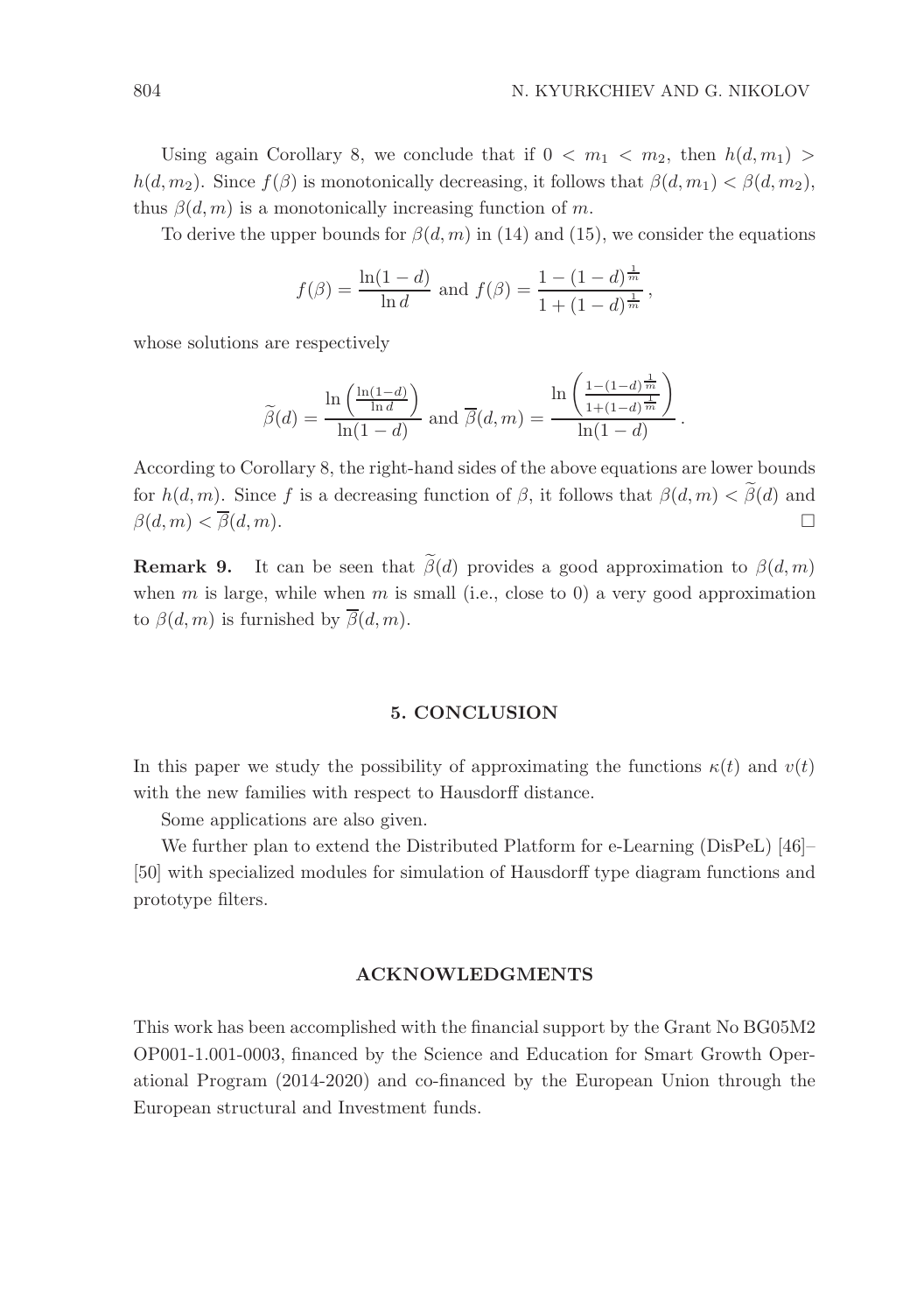Using again Corollary 8, we conclude that if $0 < m_1 < m_2$, then $h(d, m_1) > h(d, m_2)$. Since $f(\beta)$ is monotonically decreasing, it follows that $\beta(d, m_1) < \beta(d, m_2)$, thus $\beta(d, m)$ is a monotonically increasing function of $m$.

To derive the upper bounds for $\beta(d, m)$ in (14) and (15), we consider the equations

$$f(\beta) = \frac{\ln(1-d)}{\ln d} \text{ and } f(\beta) = \frac{1-(1-d)^{\frac{1}{m}}}{1+(1-d)^{\frac{1}{m}}},$$

whose solutions are respectively

$$\widetilde{\beta}(d) = \frac{\ln\left(\frac{\ln(1-d)}{\ln d}\right)}{\ln(1-d)} \text{ and } \overline{\beta}(d, m) = \frac{\ln\left(\frac{1-(1-d)^{\frac{1}{m}}}{1+(1-d)^{\frac{1}{m}}}\right)}{\ln(1-d)}.$$

According to Corollary 8, the right-hand sides of the above equations are lower bounds for $h(d, m)$. Since $f$ is a decreasing function of $\beta$, it follows that $\beta(d, m) < \widetilde{\beta}(d)$ and $\beta(d, m) < \overline{\beta}(d, m)$. □

**Remark 9.** It can be seen that $\widetilde{\beta}(d)$ provides a good approximation to $\beta(d, m)$ when $m$ is large, while when $m$ is small (i.e., close to 0) a very good approximation to $\beta(d, m)$ is furnished by $\overline{\beta}(d, m)$.

## 5. CONCLUSION

In this paper we study the possibility of approximating the functions $\kappa(t)$ and $v(t)$ with the new families with respect to Hausdorff distance.

Some applications are also given.

We further plan to extend the Distributed Platform for e-Learning (DisPeL) [46]–[50] with specialized modules for simulation of Hausdorff type diagram functions and prototype filters.

## ACKNOWLEDGMENTS

This work has been accomplished with the financial support by the Grant No BG05M2 OP001-1.001-0003, financed by the Science and Education for Smart Growth Operational Program (2014-2020) and co-financed by the European Union through the European structural and Investment funds.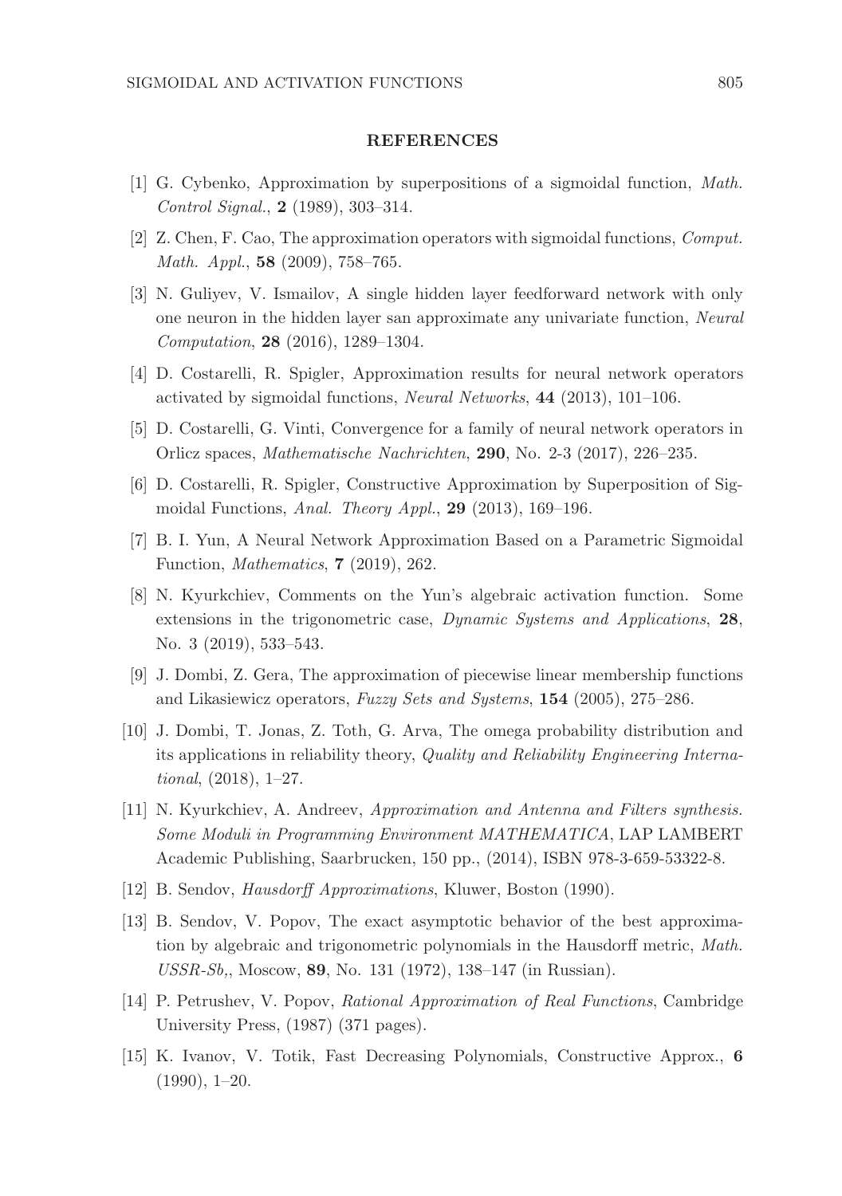## REFERENCES

[1] G. Cybenko, Approximation by superpositions of a sigmoidal function, *Math. Control Signal.*, **2** (1989), 303–314.

[2] Z. Chen, F. Cao, The approximation operators with sigmoidal functions, *Comput. Math. Appl.*, **58** (2009), 758–765.

[3] N. Guliyev, V. Ismailov, A single hidden layer feedforward network with only one neuron in the hidden layer san approximate any univariate function, *Neural Computation*, **28** (2016), 1289–1304.

[4] D. Costarelli, R. Spigler, Approximation results for neural network operators activated by sigmoidal functions, *Neural Networks*, **44** (2013), 101–106.

[5] D. Costarelli, G. Vinti, Convergence for a family of neural network operators in Orlicz spaces, *Mathematische Nachrichten*, **290**, No. 2-3 (2017), 226–235.

[6] D. Costarelli, R. Spigler, Constructive Approximation by Superposition of Sigmoidal Functions, *Anal. Theory Appl.*, **29** (2013), 169–196.

[7] B. I. Yun, A Neural Network Approximation Based on a Parametric Sigmoidal Function, *Mathematics*, **7** (2019), 262.

[8] N. Kyurkchiev, Comments on the Yun's algebraic activation function. Some extensions in the trigonometric case, *Dynamic Systems and Applications*, **28**, No. 3 (2019), 533–543.

[9] J. Dombi, Z. Gera, The approximation of piecewise linear membership functions and Likasiewicz operators, *Fuzzy Sets and Systems*, **154** (2005), 275–286.

[10] J. Dombi, T. Jonas, Z. Toth, G. Arva, The omega probability distribution and its applications in reliability theory, *Quality and Reliability Engineering International*, (2018), 1–27.

[11] N. Kyurkchiev, A. Andreev, *Approximation and Antenna and Filters synthesis. Some Moduli in Programming Environment MATHEMATICA*, LAP LAMBERT Academic Publishing, Saarbrucken, 150 pp., (2014), ISBN 978-3-659-53322-8.

[12] B. Sendov, *Hausdorff Approximations*, Kluwer, Boston (1990).

[13] B. Sendov, V. Popov, The exact asymptotic behavior of the best approximation by algebraic and trigonometric polynomials in the Hausdorff metric, *Math. USSR-Sb,*, Moscow, **89**, No. 131 (1972), 138–147 (in Russian).

[14] P. Petrushev, V. Popov, *Rational Approximation of Real Functions*, Cambridge University Press, (1987) (371 pages).

[15] K. Ivanov, V. Totik, Fast Decreasing Polynomials, Constructive Approx., **6** (1990), 1–20.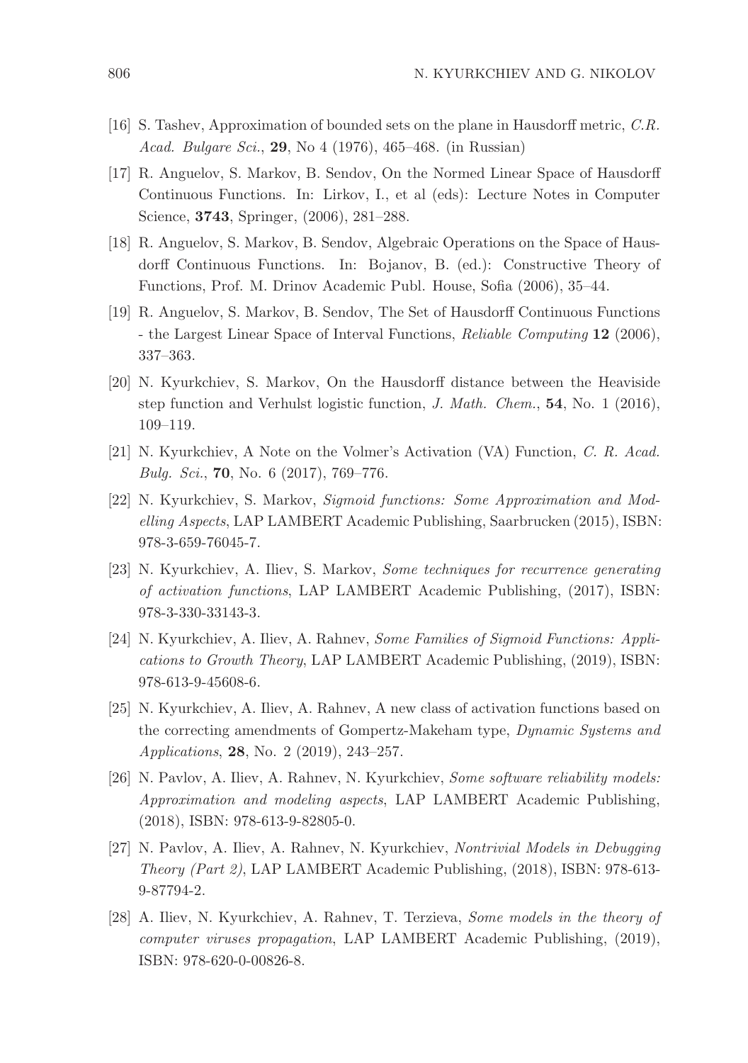[16] S. Tashev, Approximation of bounded sets on the plane in Hausdorff metric, *C.R. Acad. Bulgare Sci.*, **29**, No 4 (1976), 465–468. (in Russian)

[17] R. Anguelov, S. Markov, B. Sendov, On the Normed Linear Space of Hausdorff Continuous Functions. In: Lirkov, I., et al (eds): Lecture Notes in Computer Science, **3743**, Springer, (2006), 281–288.

[18] R. Anguelov, S. Markov, B. Sendov, Algebraic Operations on the Space of Hausdorff Continuous Functions. In: Bojanov, B. (ed.): Constructive Theory of Functions, Prof. M. Drinov Academic Publ. House, Sofia (2006), 35–44.

[19] R. Anguelov, S. Markov, B. Sendov, The Set of Hausdorff Continuous Functions - the Largest Linear Space of Interval Functions, *Reliable Computing* **12** (2006), 337–363.

[20] N. Kyurkchiev, S. Markov, On the Hausdorff distance between the Heaviside step function and Verhulst logistic function, *J. Math. Chem.*, **54**, No. 1 (2016), 109–119.

[21] N. Kyurkchiev, A Note on the Volmer's Activation (VA) Function, *C. R. Acad. Bulg. Sci.*, **70**, No. 6 (2017), 769–776.

[22] N. Kyurkchiev, S. Markov, *Sigmoid functions: Some Approximation and Modelling Aspects*, LAP LAMBERT Academic Publishing, Saarbrucken (2015), ISBN: 978-3-659-76045-7.

[23] N. Kyurkchiev, A. Iliev, S. Markov, *Some techniques for recurrence generating of activation functions*, LAP LAMBERT Academic Publishing, (2017), ISBN: 978-3-330-33143-3.

[24] N. Kyurkchiev, A. Iliev, A. Rahnev, *Some Families of Sigmoid Functions: Applications to Growth Theory*, LAP LAMBERT Academic Publishing, (2019), ISBN: 978-613-9-45608-6.

[25] N. Kyurkchiev, A. Iliev, A. Rahnev, A new class of activation functions based on the correcting amendments of Gompertz-Makeham type, *Dynamic Systems and Applications*, **28**, No. 2 (2019), 243–257.

[26] N. Pavlov, A. Iliev, A. Rahnev, N. Kyurkchiev, *Some software reliability models: Approximation and modeling aspects*, LAP LAMBERT Academic Publishing, (2018), ISBN: 978-613-9-82805-0.

[27] N. Pavlov, A. Iliev, A. Rahnev, N. Kyurkchiev, *Nontrivial Models in Debugging Theory (Part 2)*, LAP LAMBERT Academic Publishing, (2018), ISBN: 978-613-9-87794-2.

[28] A. Iliev, N. Kyurkchiev, A. Rahnev, T. Terzieva, *Some models in the theory of computer viruses propagation*, LAP LAMBERT Academic Publishing, (2019), ISBN: 978-620-0-00826-8.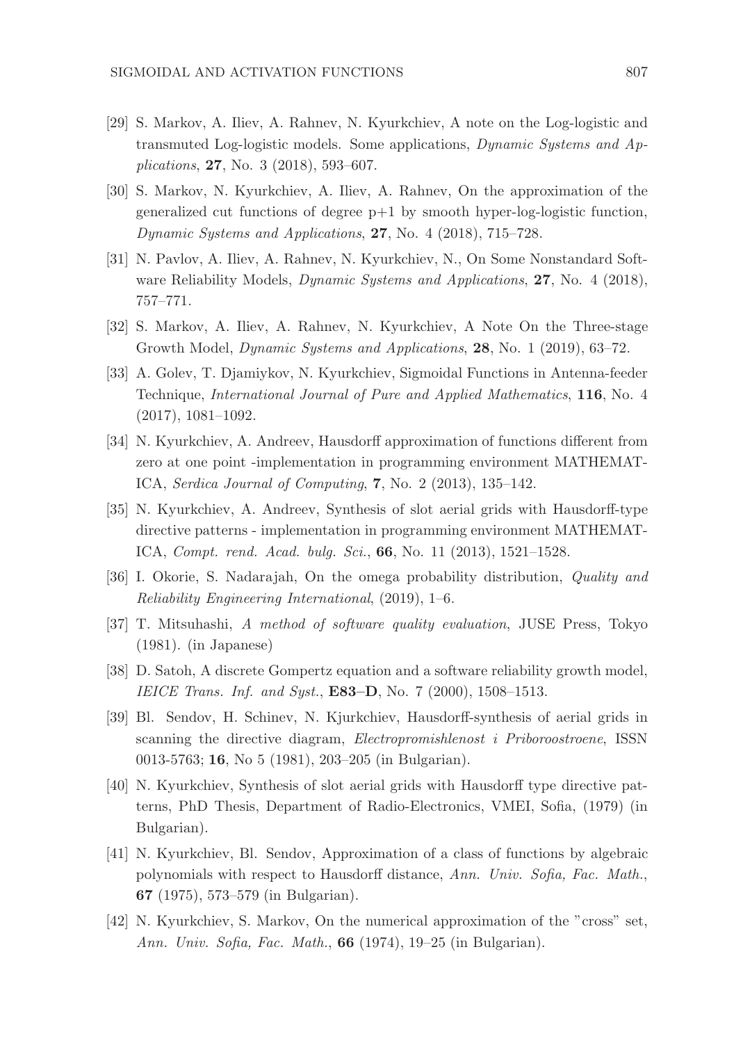[29] S. Markov, A. Iliev, A. Rahnev, N. Kyurkchiev, A note on the Log-logistic and transmuted Log-logistic models. Some applications, *Dynamic Systems and Applications*, **27**, No. 3 (2018), 593–607.

[30] S. Markov, N. Kyurkchiev, A. Iliev, A. Rahnev, On the approximation of the generalized cut functions of degree p+1 by smooth hyper-log-logistic function, *Dynamic Systems and Applications*, **27**, No. 4 (2018), 715–728.

[31] N. Pavlov, A. Iliev, A. Rahnev, N. Kyurkchiev, N., On Some Nonstandard Software Reliability Models, *Dynamic Systems and Applications*, **27**, No. 4 (2018), 757–771.

[32] S. Markov, A. Iliev, A. Rahnev, N. Kyurkchiev, A Note On the Three-stage Growth Model, *Dynamic Systems and Applications*, **28**, No. 1 (2019), 63–72.

[33] A. Golev, T. Djamiykov, N. Kyurkchiev, Sigmoidal Functions in Antenna-feeder Technique, *International Journal of Pure and Applied Mathematics*, **116**, No. 4 (2017), 1081–1092.

[34] N. Kyurkchiev, A. Andreev, Hausdorff approximation of functions different from zero at one point -implementation in programming environment MATHEMATICA, *Serdica Journal of Computing*, **7**, No. 2 (2013), 135–142.

[35] N. Kyurkchiev, A. Andreev, Synthesis of slot aerial grids with Hausdorff-type directive patterns - implementation in programming environment MATHEMATICA, *Compt. rend. Acad. bulg. Sci.*, **66**, No. 11 (2013), 1521–1528.

[36] I. Okorie, S. Nadarajah, On the omega probability distribution, *Quality and Reliability Engineering International*, (2019), 1–6.

[37] T. Mitsuhashi, *A method of software quality evaluation*, JUSE Press, Tokyo (1981). (in Japanese)

[38] D. Satoh, A discrete Gompertz equation and a software reliability growth model, *IEICE Trans. Inf. and Syst.*, **E83–D**, No. 7 (2000), 1508–1513.

[39] Bl. Sendov, H. Schinev, N. Kjurkchiev, Hausdorff-synthesis of aerial grids in scanning the directive diagram, *Electropromishlenost i Priboroostroene*, ISSN 0013-5763; **16**, No 5 (1981), 203–205 (in Bulgarian).

[40] N. Kyurkchiev, Synthesis of slot aerial grids with Hausdorff type directive patterns, PhD Thesis, Department of Radio-Electronics, VMEI, Sofia, (1979) (in Bulgarian).

[41] N. Kyurkchiev, Bl. Sendov, Approximation of a class of functions by algebraic polynomials with respect to Hausdorff distance, *Ann. Univ. Sofia, Fac. Math.*, **67** (1975), 573–579 (in Bulgarian).

[42] N. Kyurkchiev, S. Markov, On the numerical approximation of the "cross" set, *Ann. Univ. Sofia, Fac. Math.*, **66** (1974), 19–25 (in Bulgarian).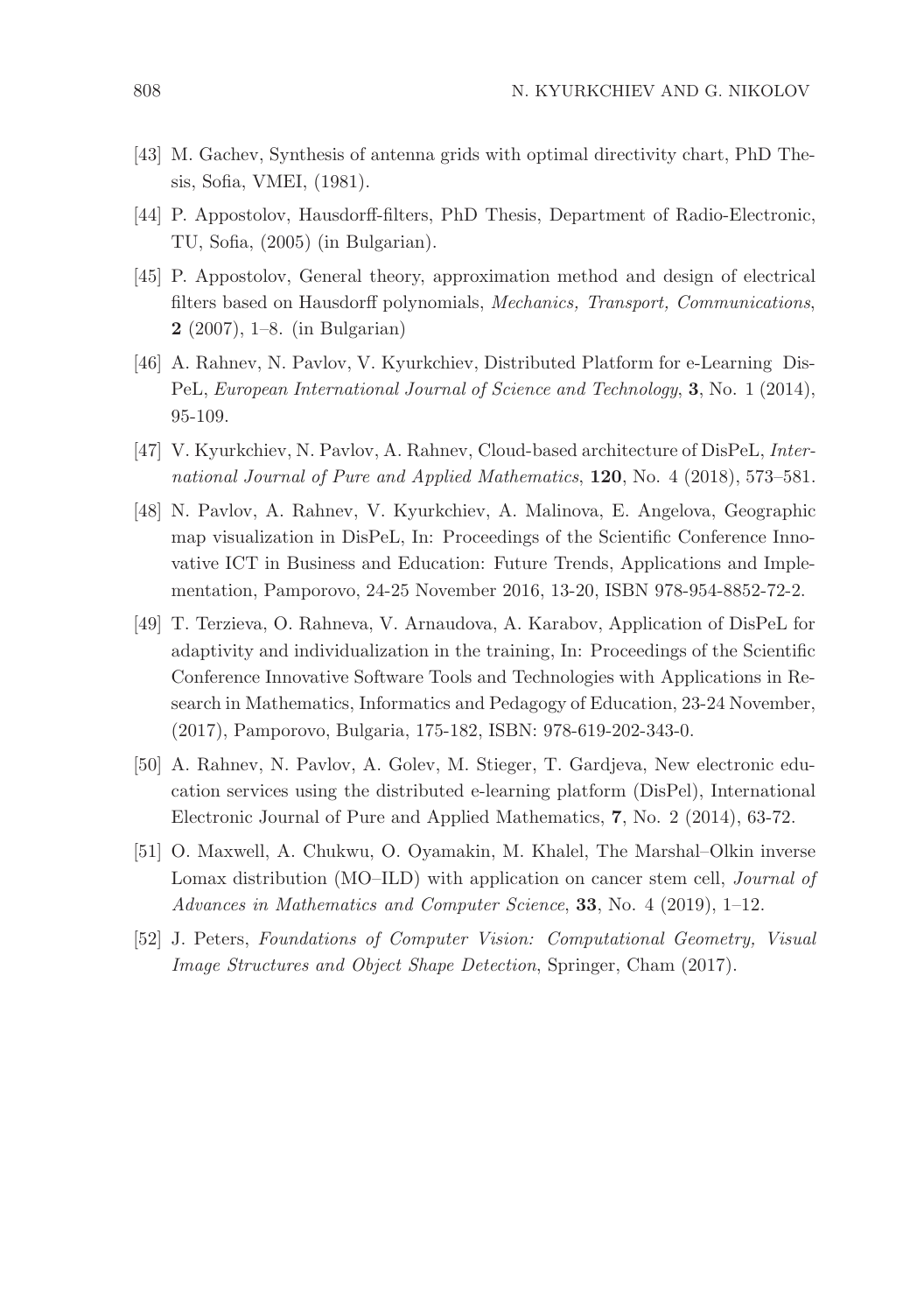[43] M. Gachev, Synthesis of antenna grids with optimal directivity chart, PhD Thesis, Sofia, VMEI, (1981).

[44] P. Appostolov, Hausdorff-filters, PhD Thesis, Department of Radio-Electronic, TU, Sofia, (2005) (in Bulgarian).

[45] P. Appostolov, General theory, approximation method and design of electrical filters based on Hausdorff polynomials, *Mechanics, Transport, Communications*, **2** (2007), 1–8. (in Bulgarian)

[46] A. Rahnev, N. Pavlov, V. Kyurkchiev, Distributed Platform for e-Learning DisPeL, *European International Journal of Science and Technology*, **3**, No. 1 (2014), 95-109.

[47] V. Kyurkchiev, N. Pavlov, A. Rahnev, Cloud-based architecture of DisPeL, *International Journal of Pure and Applied Mathematics*, **120**, No. 4 (2018), 573–581.

[48] N. Pavlov, A. Rahnev, V. Kyurkchiev, A. Malinova, E. Angelova, Geographic map visualization in DisPeL, In: Proceedings of the Scientific Conference Innovative ICT in Business and Education: Future Trends, Applications and Implementation, Pamporovo, 24-25 November 2016, 13-20, ISBN 978-954-8852-72-2.

[49] T. Terzieva, O. Rahneva, V. Arnaudova, A. Karabov, Application of DisPeL for adaptivity and individualization in the training, In: Proceedings of the Scientific Conference Innovative Software Tools and Technologies with Applications in Research in Mathematics, Informatics and Pedagogy of Education, 23-24 November, (2017), Pamporovo, Bulgaria, 175-182, ISBN: 978-619-202-343-0.

[50] A. Rahnev, N. Pavlov, A. Golev, M. Stieger, T. Gardjeva, New electronic education services using the distributed e-learning platform (DisPel), International Electronic Journal of Pure and Applied Mathematics, **7**, No. 2 (2014), 63-72.

[51] O. Maxwell, A. Chukwu, O. Oyamakin, M. Khalel, The Marshal–Olkin inverse Lomax distribution (MO–ILD) with application on cancer stem cell, *Journal of Advances in Mathematics and Computer Science*, **33**, No. 4 (2019), 1–12.

[52] J. Peters, *Foundations of Computer Vision: Computational Geometry, Visual Image Structures and Object Shape Detection*, Springer, Cham (2017).